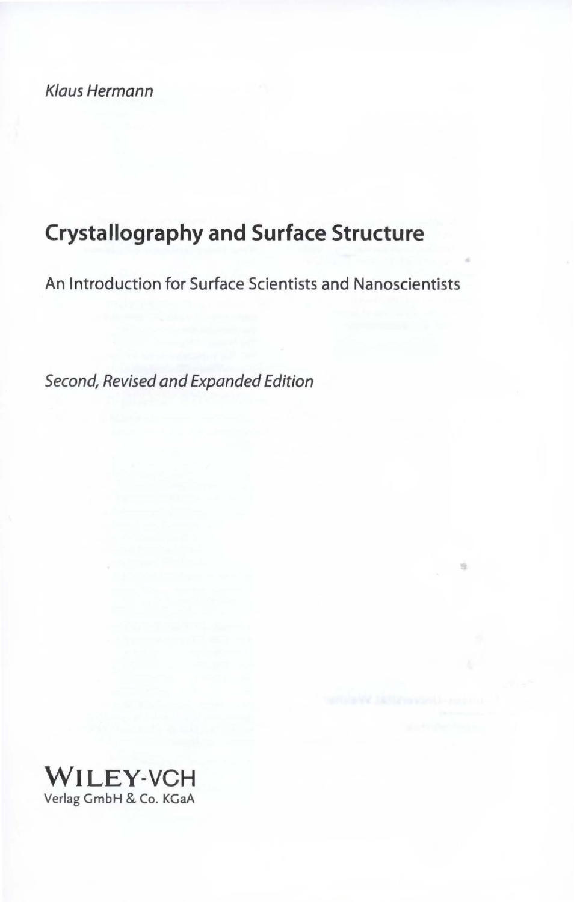*Klaus Hermann*

# Crystallography and Surface Structure

An Introduction for Surface Scientists and Nanoscientists

*Second, Revised and Expanded Edition*

WILEY-VCH
Verlag GmbH & Co. KGaA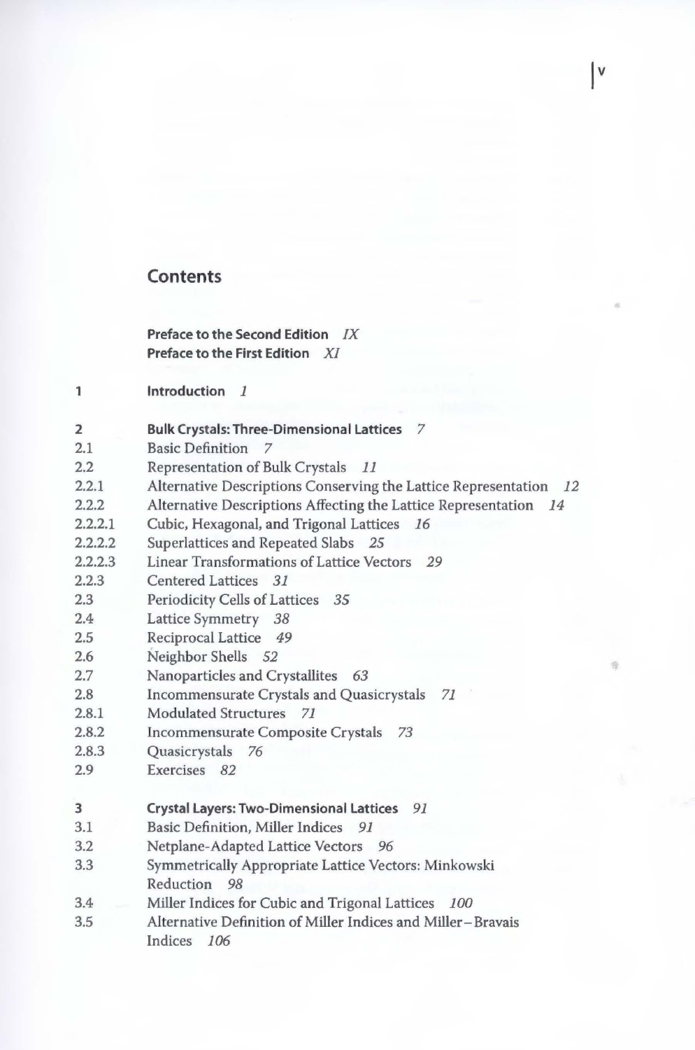# Contents

**Preface to the Second Edition** *IX*
**Preface to the First Edition** *XI*

| | | |
|---|---|---|
| **1** | **Introduction** | *1* |
| **2** | **Bulk Crystals: Three-Dimensional Lattices** | *7* |
| 2.1 | Basic Definition | *7* |
| 2.2 | Representation of Bulk Crystals | *11* |
| 2.2.1 | Alternative Descriptions Conserving the Lattice Representation | *12* |
| 2.2.2 | Alternative Descriptions Affecting the Lattice Representation | *14* |
| 2.2.2.1 | Cubic, Hexagonal, and Trigonal Lattices | *16* |
| 2.2.2.2 | Superlattices and Repeated Slabs | *25* |
| 2.2.2.3 | Linear Transformations of Lattice Vectors | *29* |
| 2.2.3 | Centered Lattices | *31* |
| 2.3 | Periodicity Cells of Lattices | *35* |
| 2.4 | Lattice Symmetry | *38* |
| 2.5 | Reciprocal Lattice | *49* |
| 2.6 | Neighbor Shells | *52* |
| 2.7 | Nanoparticles and Crystallites | *63* |
| 2.8 | Incommensurate Crystals and Quasicrystals | *71* |
| 2.8.1 | Modulated Structures | *71* |
| 2.8.2 | Incommensurate Composite Crystals | *73* |
| 2.8.3 | Quasicrystals | *76* |
| 2.9 | Exercises | *82* |
| **3** | **Crystal Layers: Two-Dimensional Lattices** | *91* |
| 3.1 | Basic Definition, Miller Indices | *91* |
| 3.2 | Netplane-Adapted Lattice Vectors | *96* |
| 3.3 | Symmetrically Appropriate Lattice Vectors: Minkowski Reduction | *98* |
| 3.4 | Miller Indices for Cubic and Trigonal Lattices | *100* |
| 3.5 | Alternative Definition of Miller Indices and Miller–Bravais Indices | *106* |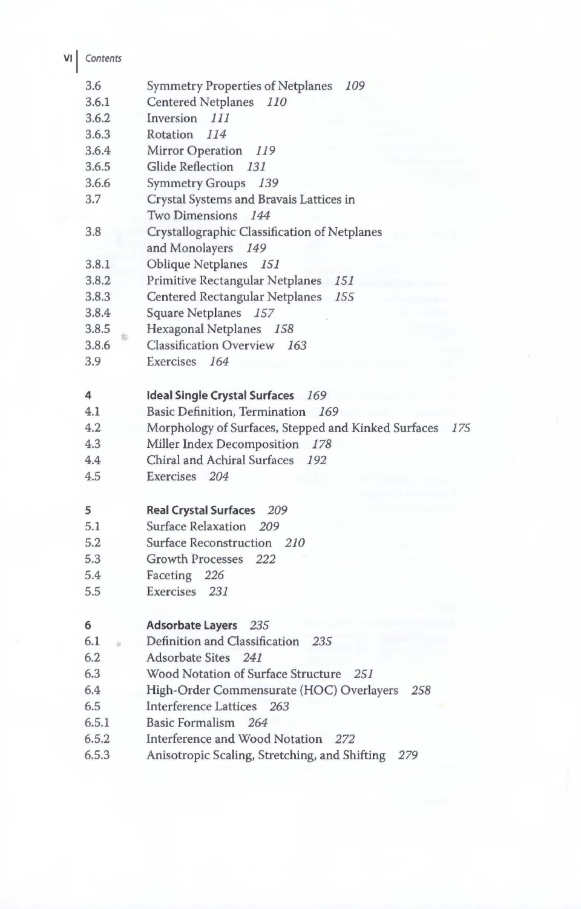| | | |
|---|---|---|
| 3.6 | Symmetry Properties of Netplanes | *109* |
| 3.6.1 | Centered Netplanes | *110* |
| 3.6.2 | Inversion | *111* |
| 3.6.3 | Rotation | *114* |
| 3.6.4 | Mirror Operation | *119* |
| 3.6.5 | Glide Reflection | *131* |
| 3.6.6 | Symmetry Groups | *139* |
| 3.7 | Crystal Systems and Bravais Lattices in Two Dimensions | *144* |
| 3.8 | Crystallographic Classification of Netplanes and Monolayers | *149* |
| 3.8.1 | Oblique Netplanes | *151* |
| 3.8.2 | Primitive Rectangular Netplanes | *151* |
| 3.8.3 | Centered Rectangular Netplanes | *155* |
| 3.8.4 | Square Netplanes | *157* |
| 3.8.5 | Hexagonal Netplanes | *158* |
| 3.8.6 | Classification Overview | *163* |
| 3.9 | Exercises | *164* |
| | | |
| **4** | **Ideal Single Crystal Surfaces** | *169* |
| 4.1 | Basic Definition, Termination | *169* |
| 4.2 | Morphology of Surfaces, Stepped and Kinked Surfaces | *175* |
| 4.3 | Miller Index Decomposition | *178* |
| 4.4 | Chiral and Achiral Surfaces | *192* |
| 4.5 | Exercises | *204* |
| | | |
| **5** | **Real Crystal Surfaces** | *209* |
| 5.1 | Surface Relaxation | *209* |
| 5.2 | Surface Reconstruction | *210* |
| 5.3 | Growth Processes | *222* |
| 5.4 | Faceting | *226* |
| 5.5 | Exercises | *231* |
| | | |
| **6** | **Adsorbate Layers** | *235* |
| 6.1 | Definition and Classification | *235* |
| 6.2 | Adsorbate Sites | *241* |
| 6.3 | Wood Notation of Surface Structure | *251* |
| 6.4 | High-Order Commensurate (HOC) Overlayers | *258* |
| 6.5 | Interference Lattices | *263* |
| 6.5.1 | Basic Formalism | *264* |
| 6.5.2 | Interference and Wood Notation | *272* |
| 6.5.3 | Anisotropic Scaling, Stretching, and Shifting | *279* |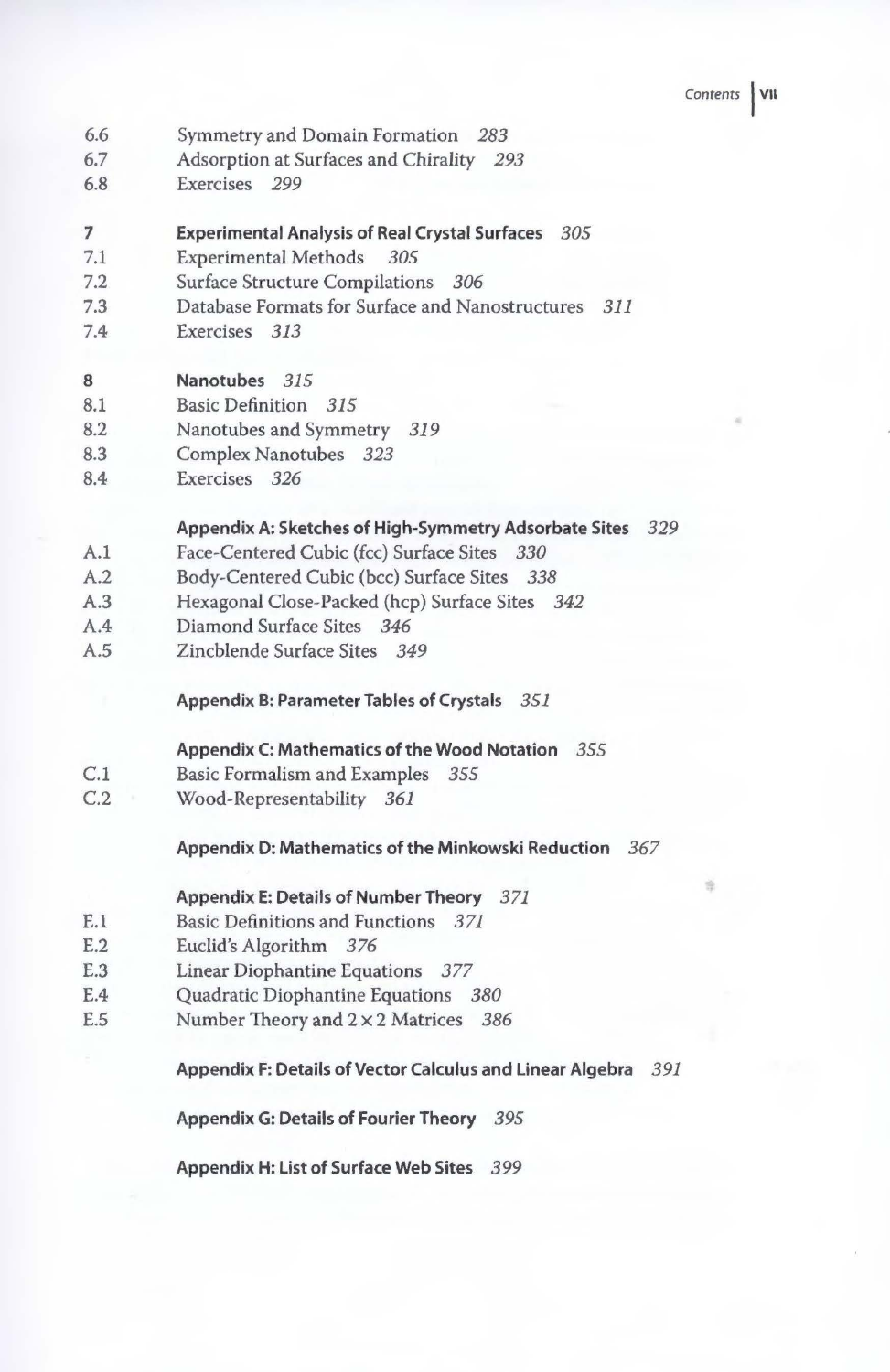6.6 Symmetry and Domain Formation *283*
6.7 Adsorption at Surfaces and Chirality *293*
6.8 Exercises *299*

**7 Experimental Analysis of Real Crystal Surfaces** *305*
7.1 Experimental Methods *305*
7.2 Surface Structure Compilations *306*
7.3 Database Formats for Surface and Nanostructures *311*
7.4 Exercises *313*

**8 Nanotubes** *315*
8.1 Basic Definition *315*
8.2 Nanotubes and Symmetry *319*
8.3 Complex Nanotubes *323*
8.4 Exercises *326*

**Appendix A: Sketches of High-Symmetry Adsorbate Sites** *329*
A.1 Face-Centered Cubic (fcc) Surface Sites *330*
A.2 Body-Centered Cubic (bcc) Surface Sites *338*
A.3 Hexagonal Close-Packed (hcp) Surface Sites *342*
A.4 Diamond Surface Sites *346*
A.5 Zincblende Surface Sites *349*

**Appendix B: Parameter Tables of Crystals** *351*

**Appendix C: Mathematics of the Wood Notation** *355*
C.1 Basic Formalism and Examples *355*
C.2 Wood-Representability *361*

**Appendix D: Mathematics of the Minkowski Reduction** *367*

**Appendix E: Details of Number Theory** *371*
E.1 Basic Definitions and Functions *371*
E.2 Euclid's Algorithm *376*
E.3 Linear Diophantine Equations *377*
E.4 Quadratic Diophantine Equations *380*
E.5 Number Theory and $2 \times 2$ Matrices *386*

**Appendix F: Details of Vector Calculus and Linear Algebra** *391*

**Appendix G: Details of Fourier Theory** *395*

**Appendix H: List of Surface Web Sites** *399*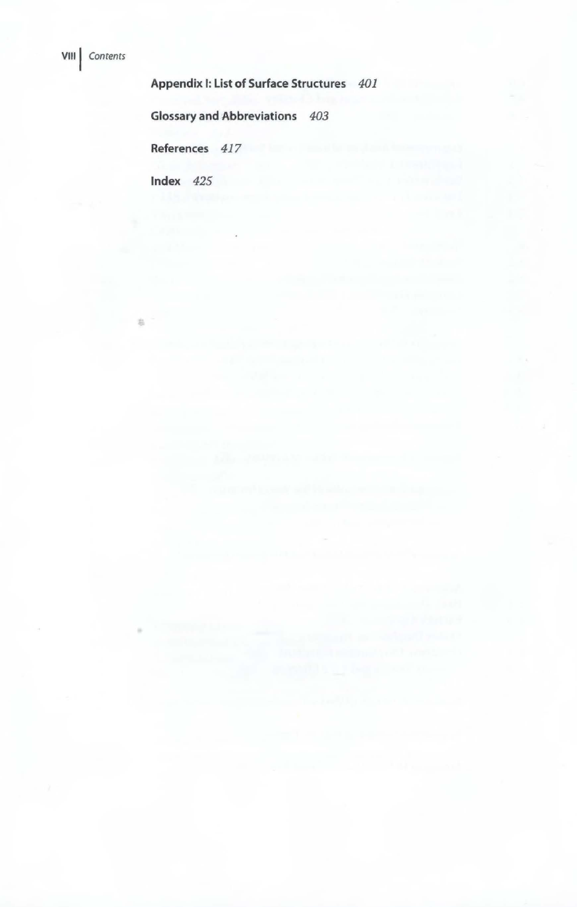**Appendix I: List of Surface Structures** *401*

**Glossary and Abbreviations** *403*

**References** *417*

**Index** *425*